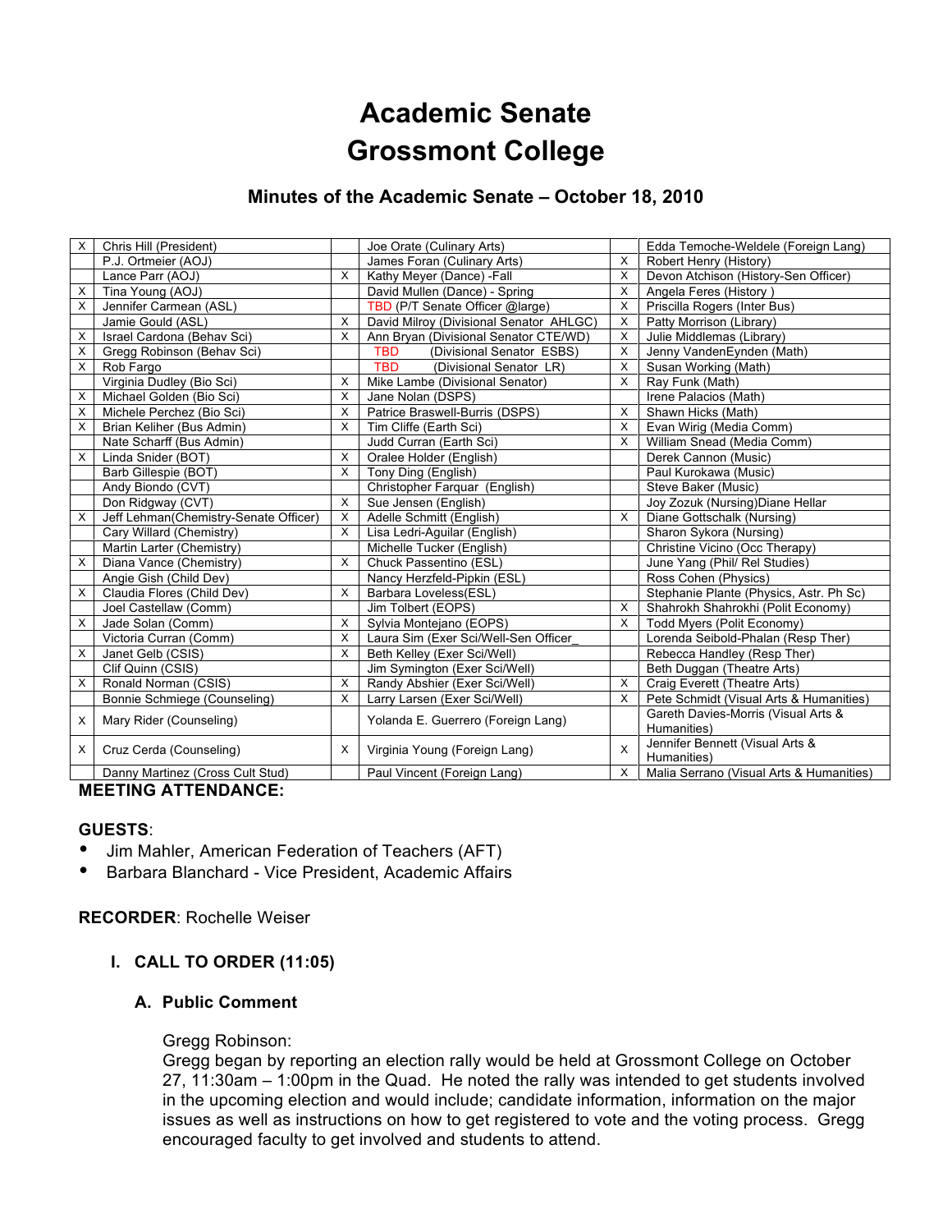# Academic Senate
# Grossmont College

### Minutes of the Academic Senate – October 18, 2010

| | | | | | |
|---|---|---|---|---|---|
| X | Chris Hill (President) | | Joe Orate (Culinary Arts) | | Edda Temoche-Weldele (Foreign Lang) |
| | P.J. Ortmeier (AOJ) | | James Foran (Culinary Arts) | X | Robert Henry (History) |
| | Lance Parr (AOJ) | X | Kathy Meyer (Dance) -Fall | X | Devon Atchison (History-Sen Officer) |
| X | Tina Young (AOJ) | | David Mullen (Dance) - Spring | X | Angela Feres (History ) |
| X | Jennifer Carmean (ASL) | | TBD (P/T Senate Officer @large) | X | Priscilla Rogers (Inter Bus) |
| | Jamie Gould (ASL) | X | David Milroy (Divisional Senator AHLGC) | X | Patty Morrison (Library) |
| X | Israel Cardona (Behav Sci) | X | Ann Bryan (Divisional Senator CTE/WD) | X | Julie Middlemas (Library) |
| X | Gregg Robinson (Behav Sci) | | TBD (Divisional Senator ESBS) | X | Jenny VandenEynden (Math) |
| X | Rob Fargo | | TBD (Divisional Senator LR) | X | Susan Working (Math) |
| | Virginia Dudley (Bio Sci) | X | Mike Lambe (Divisional Senator) | X | Ray Funk (Math) |
| X | Michael Golden (Bio Sci) | X | Jane Nolan (DSPS) | | Irene Palacios (Math) |
| X | Michele Perchez (Bio Sci) | X | Patrice Braswell-Burris (DSPS) | X | Shawn Hicks (Math) |
| X | Brian Keliher (Bus Admin) | X | Tim Cliffe (Earth Sci) | X | Evan Wirig (Media Comm) |
| | Nate Scharff (Bus Admin) | | Judd Curran (Earth Sci) | X | William Snead (Media Comm) |
| X | Linda Snider (BOT) | X | Oralee Holder (English) | | Derek Cannon (Music) |
| | Barb Gillespie (BOT) | X | Tony Ding (English) | | Paul Kurokawa (Music) |
| | Andy Biondo (CVT) | | Christopher Farquar (English) | | Steve Baker (Music) |
| | Don Ridgway (CVT) | X | Sue Jensen (English) | | Joy Zozuk (Nursing)Diane Hellar |
| X | Jeff Lehman(Chemistry-Senate Officer) | X | Adelle Schmitt (English) | X | Diane Gottschalk (Nursing) |
| | Cary Willard (Chemistry) | X | Lisa Ledri-Aguilar (English) | | Sharon Sykora (Nursing) |
| | Martin Larter (Chemistry) | | Michelle Tucker (English) | | Christine Vicino (Occ Therapy) |
| X | Diana Vance (Chemistry) | X | Chuck Passentino (ESL) | | June Yang (Phil/ Rel Studies) |
| | Angie Gish (Child Dev) | | Nancy Herzfeld-Pipkin (ESL) | | Ross Cohen (Physics) |
| X | Claudia Flores (Child Dev) | X | Barbara Loveless(ESL) | | Stephanie Plante (Physics, Astr. Ph Sc) |
| | Joel Castellaw (Comm) | | Jim Tolbert (EOPS) | X | Shahrokh Shahrokhi (Polit Economy) |
| X | Jade Solan (Comm) | X | Sylvia Montejano (EOPS) | X | Todd Myers (Polit Economy) |
| | Victoria Curran (Comm) | X | Laura Sim (Exer Sci/Well-Sen Officer_ | | Lorenda Seibold-Phalan (Resp Ther) |
| X | Janet Gelb (CSIS) | X | Beth Kelley (Exer Sci/Well) | | Rebecca Handley (Resp Ther) |
| | Clif Quinn (CSIS) | | Jim Symington (Exer Sci/Well) | | Beth Duggan (Theatre Arts) |
| X | Ronald Norman (CSIS) | X | Randy Abshier (Exer Sci/Well) | X | Craig Everett (Theatre Arts) |
| | Bonnie Schmiege (Counseling) | X | Larry Larsen (Exer Sci/Well) | X | Pete Schmidt (Visual Arts & Humanities) |
| X | Mary Rider (Counseling) | | Yolanda E. Guerrero (Foreign Lang) | | Gareth Davies-Morris (Visual Arts & Humanities) |
| X | Cruz Cerda (Counseling) | X | Virginia Young (Foreign Lang) | X | Jennifer Bennett (Visual Arts & Humanities) |
| | Danny Martinez (Cross Cult Stud) | | Paul Vincent (Foreign Lang) | X | Malia Serrano (Visual Arts & Humanities) |

**MEETING ATTENDANCE:**

**GUESTS**:

- Jim Mahler, American Federation of Teachers (AFT)
- Barbara Blanchard - Vice President, Academic Affairs

**RECORDER**: Rochelle Weiser

## I. CALL TO ORDER (11:05)

### A. Public Comment

Gregg Robinson:
Gregg began by reporting an election rally would be held at Grossmont College on October 27, 11:30am – 1:00pm in the Quad. He noted the rally was intended to get students involved in the upcoming election and would include; candidate information, information on the major issues as well as instructions on how to get registered to vote and the voting process. Gregg encouraged faculty to get involved and students to attend.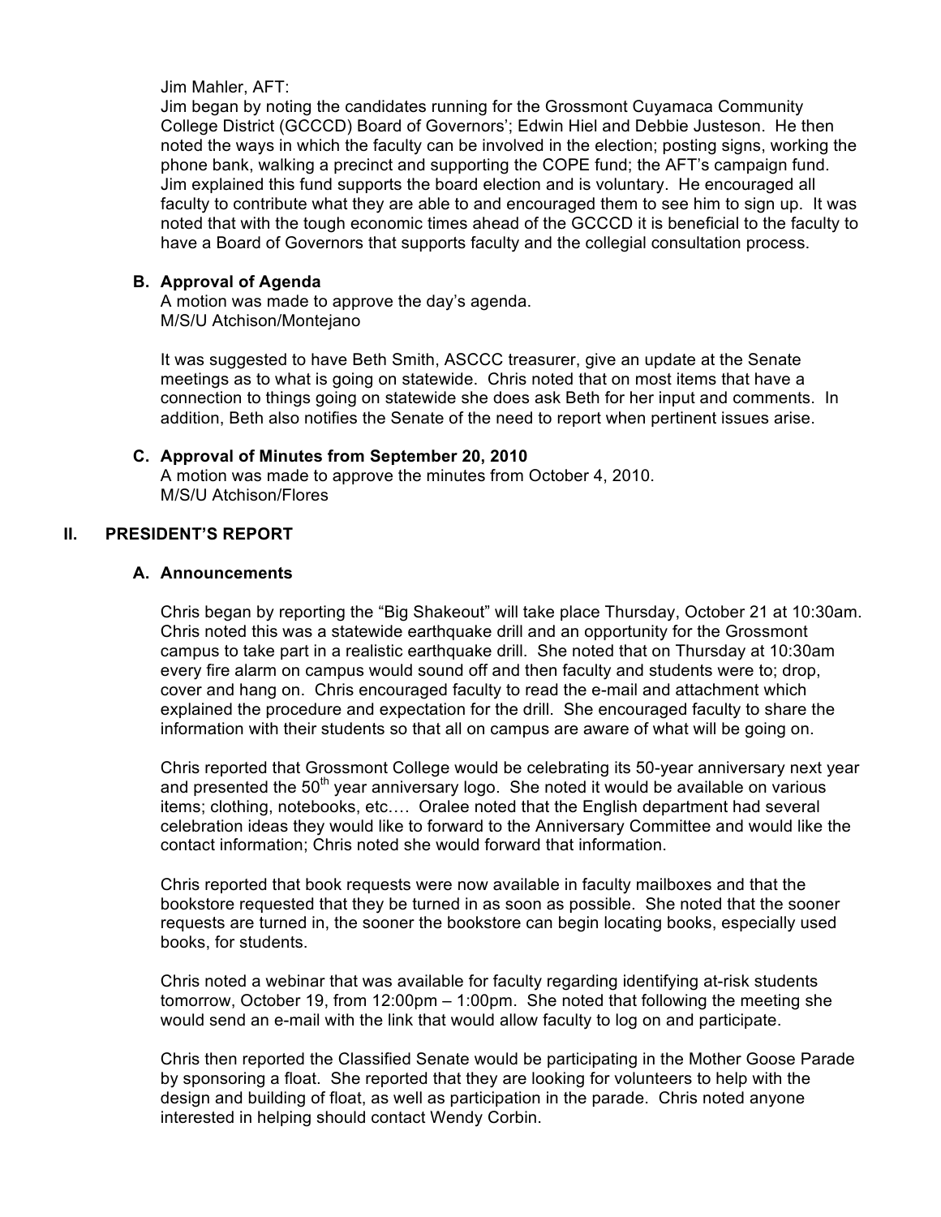Jim Mahler, AFT:

Jim began by noting the candidates running for the Grossmont Cuyamaca Community College District (GCCCD) Board of Governors'; Edwin Hiel and Debbie Justeson. He then noted the ways in which the faculty can be involved in the election; posting signs, working the phone bank, walking a precinct and supporting the COPE fund; the AFT's campaign fund. Jim explained this fund supports the board election and is voluntary. He encouraged all faculty to contribute what they are able to and encouraged them to see him to sign up. It was noted that with the tough economic times ahead of the GCCCD it is beneficial to the faculty to have a Board of Governors that supports faculty and the collegial consultation process.

### B. Approval of Agenda

A motion was made to approve the day's agenda.
M/S/U Atchison/Montejano

It was suggested to have Beth Smith, ASCCC treasurer, give an update at the Senate meetings as to what is going on statewide. Chris noted that on most items that have a connection to things going on statewide she does ask Beth for her input and comments. In addition, Beth also notifies the Senate of the need to report when pertinent issues arise.

### C. Approval of Minutes from September 20, 2010

A motion was made to approve the minutes from October 4, 2010.
M/S/U Atchison/Flores

## II. PRESIDENT'S REPORT

### A. Announcements

Chris began by reporting the "Big Shakeout" will take place Thursday, October 21 at 10:30am. Chris noted this was a statewide earthquake drill and an opportunity for the Grossmont campus to take part in a realistic earthquake drill. She noted that on Thursday at 10:30am every fire alarm on campus would sound off and then faculty and students were to; drop, cover and hang on. Chris encouraged faculty to read the e-mail and attachment which explained the procedure and expectation for the drill. She encouraged faculty to share the information with their students so that all on campus are aware of what will be going on.

Chris reported that Grossmont College would be celebrating its 50-year anniversary next year and presented the 50th year anniversary logo. She noted it would be available on various items; clothing, notebooks, etc.… Oralee noted that the English department had several celebration ideas they would like to forward to the Anniversary Committee and would like the contact information; Chris noted she would forward that information.

Chris reported that book requests were now available in faculty mailboxes and that the bookstore requested that they be turned in as soon as possible. She noted that the sooner requests are turned in, the sooner the bookstore can begin locating books, especially used books, for students.

Chris noted a webinar that was available for faculty regarding identifying at-risk students tomorrow, October 19, from 12:00pm – 1:00pm. She noted that following the meeting she would send an e-mail with the link that would allow faculty to log on and participate.

Chris then reported the Classified Senate would be participating in the Mother Goose Parade by sponsoring a float. She reported that they are looking for volunteers to help with the design and building of float, as well as participation in the parade. Chris noted anyone interested in helping should contact Wendy Corbin.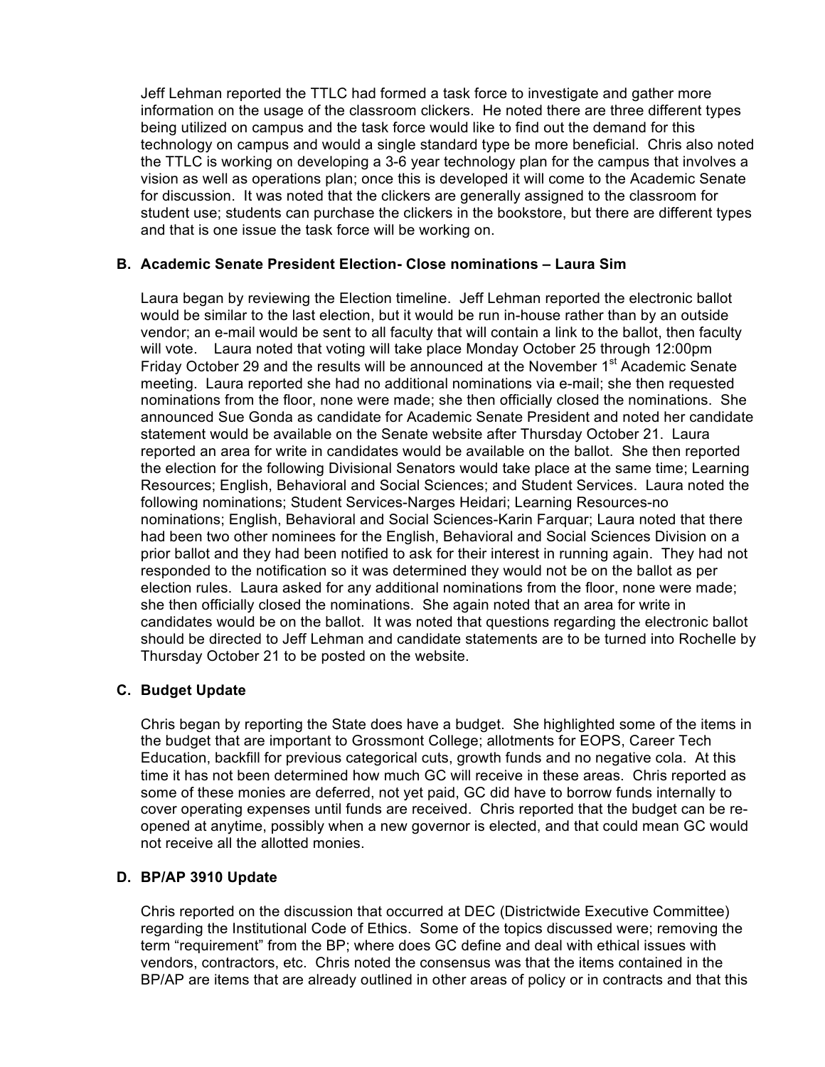Jeff Lehman reported the TTLC had formed a task force to investigate and gather more information on the usage of the classroom clickers. He noted there are three different types being utilized on campus and the task force would like to find out the demand for this technology on campus and would a single standard type be more beneficial. Chris also noted the TTLC is working on developing a 3-6 year technology plan for the campus that involves a vision as well as operations plan; once this is developed it will come to the Academic Senate for discussion. It was noted that the clickers are generally assigned to the classroom for student use; students can purchase the clickers in the bookstore, but there are different types and that is one issue the task force will be working on.

### B. Academic Senate President Election- Close nominations – Laura Sim

Laura began by reviewing the Election timeline. Jeff Lehman reported the electronic ballot would be similar to the last election, but it would be run in-house rather than by an outside vendor; an e-mail would be sent to all faculty that will contain a link to the ballot, then faculty will vote. Laura noted that voting will take place Monday October 25 through 12:00pm Friday October 29 and the results will be announced at the November 1st Academic Senate meeting. Laura reported she had no additional nominations via e-mail; she then requested nominations from the floor, none were made; she then officially closed the nominations. She announced Sue Gonda as candidate for Academic Senate President and noted her candidate statement would be available on the Senate website after Thursday October 21. Laura reported an area for write in candidates would be available on the ballot. She then reported the election for the following Divisional Senators would take place at the same time; Learning Resources; English, Behavioral and Social Sciences; and Student Services. Laura noted the following nominations; Student Services-Narges Heidari; Learning Resources-no nominations; English, Behavioral and Social Sciences-Karin Farquar; Laura noted that there had been two other nominees for the English, Behavioral and Social Sciences Division on a prior ballot and they had been notified to ask for their interest in running again. They had not responded to the notification so it was determined they would not be on the ballot as per election rules. Laura asked for any additional nominations from the floor, none were made; she then officially closed the nominations. She again noted that an area for write in candidates would be on the ballot. It was noted that questions regarding the electronic ballot should be directed to Jeff Lehman and candidate statements are to be turned into Rochelle by Thursday October 21 to be posted on the website.

### C. Budget Update

Chris began by reporting the State does have a budget. She highlighted some of the items in the budget that are important to Grossmont College; allotments for EOPS, Career Tech Education, backfill for previous categorical cuts, growth funds and no negative cola. At this time it has not been determined how much GC will receive in these areas. Chris reported as some of these monies are deferred, not yet paid, GC did have to borrow funds internally to cover operating expenses until funds are received. Chris reported that the budget can be re-opened at anytime, possibly when a new governor is elected, and that could mean GC would not receive all the allotted monies.

### D. BP/AP 3910 Update

Chris reported on the discussion that occurred at DEC (Districtwide Executive Committee) regarding the Institutional Code of Ethics. Some of the topics discussed were; removing the term "requirement" from the BP; where does GC define and deal with ethical issues with vendors, contractors, etc. Chris noted the consensus was that the items contained in the BP/AP are items that are already outlined in other areas of policy or in contracts and that this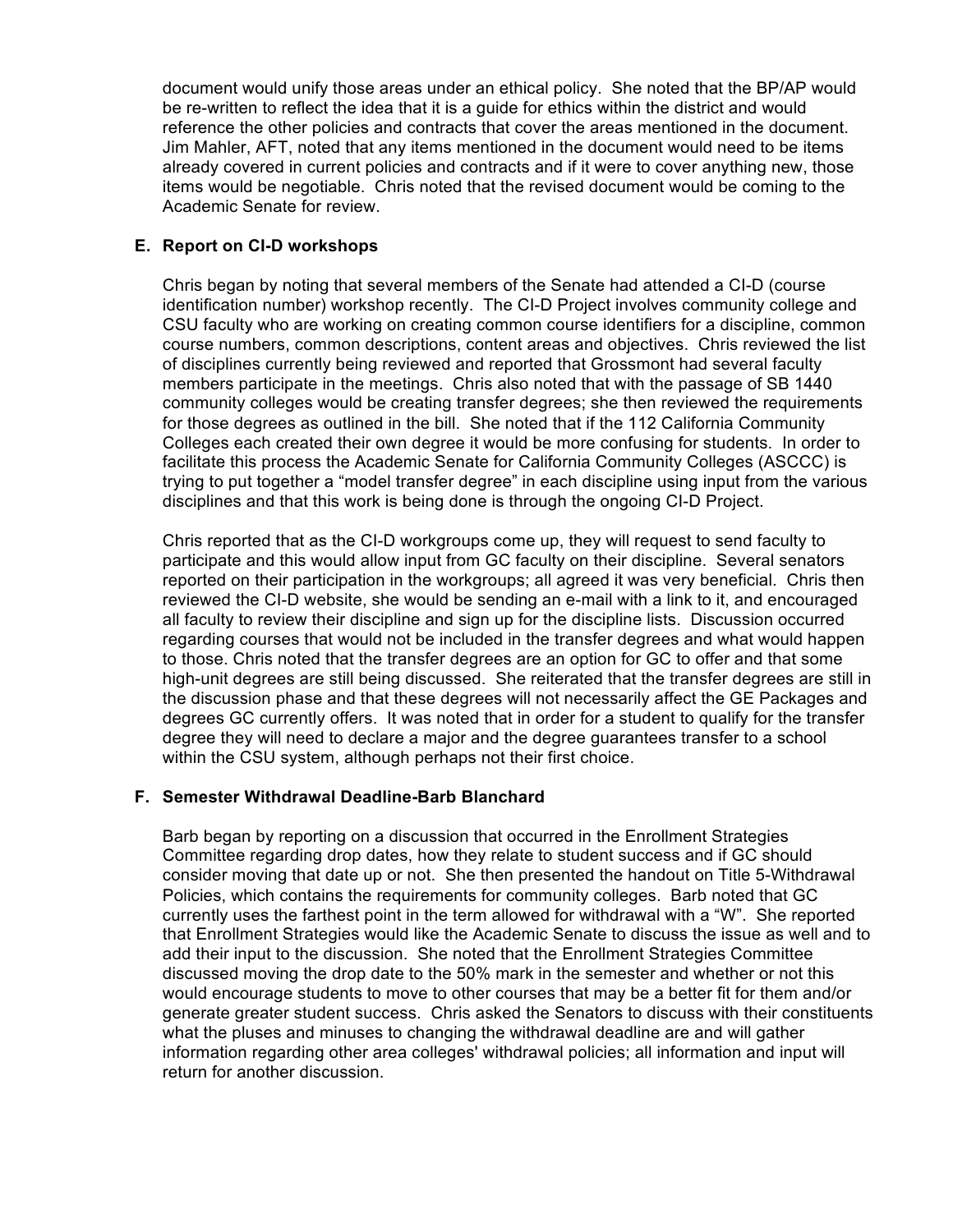document would unify those areas under an ethical policy. She noted that the BP/AP would be re-written to reflect the idea that it is a guide for ethics within the district and would reference the other policies and contracts that cover the areas mentioned in the document. Jim Mahler, AFT, noted that any items mentioned in the document would need to be items already covered in current policies and contracts and if it were to cover anything new, those items would be negotiable. Chris noted that the revised document would be coming to the Academic Senate for review.

**E. Report on CI-D workshops**

Chris began by noting that several members of the Senate had attended a CI-D (course identification number) workshop recently. The CI-D Project involves community college and CSU faculty who are working on creating common course identifiers for a discipline, common course numbers, common descriptions, content areas and objectives. Chris reviewed the list of disciplines currently being reviewed and reported that Grossmont had several faculty members participate in the meetings. Chris also noted that with the passage of SB 1440 community colleges would be creating transfer degrees; she then reviewed the requirements for those degrees as outlined in the bill. She noted that if the 112 California Community Colleges each created their own degree it would be more confusing for students. In order to facilitate this process the Academic Senate for California Community Colleges (ASCCC) is trying to put together a "model transfer degree" in each discipline using input from the various disciplines and that this work is being done is through the ongoing CI-D Project.

Chris reported that as the CI-D workgroups come up, they will request to send faculty to participate and this would allow input from GC faculty on their discipline. Several senators reported on their participation in the workgroups; all agreed it was very beneficial. Chris then reviewed the CI-D website, she would be sending an e-mail with a link to it, and encouraged all faculty to review their discipline and sign up for the discipline lists. Discussion occurred regarding courses that would not be included in the transfer degrees and what would happen to those. Chris noted that the transfer degrees are an option for GC to offer and that some high-unit degrees are still being discussed. She reiterated that the transfer degrees are still in the discussion phase and that these degrees will not necessarily affect the GE Packages and degrees GC currently offers. It was noted that in order for a student to qualify for the transfer degree they will need to declare a major and the degree guarantees transfer to a school within the CSU system, although perhaps not their first choice.

**F. Semester Withdrawal Deadline-Barb Blanchard**

Barb began by reporting on a discussion that occurred in the Enrollment Strategies Committee regarding drop dates, how they relate to student success and if GC should consider moving that date up or not. She then presented the handout on Title 5-Withdrawal Policies, which contains the requirements for community colleges. Barb noted that GC currently uses the farthest point in the term allowed for withdrawal with a "W". She reported that Enrollment Strategies would like the Academic Senate to discuss the issue as well and to add their input to the discussion. She noted that the Enrollment Strategies Committee discussed moving the drop date to the 50% mark in the semester and whether or not this would encourage students to move to other courses that may be a better fit for them and/or generate greater student success. Chris asked the Senators to discuss with their constituents what the pluses and minuses to changing the withdrawal deadline are and will gather information regarding other area colleges' withdrawal policies; all information and input will return for another discussion.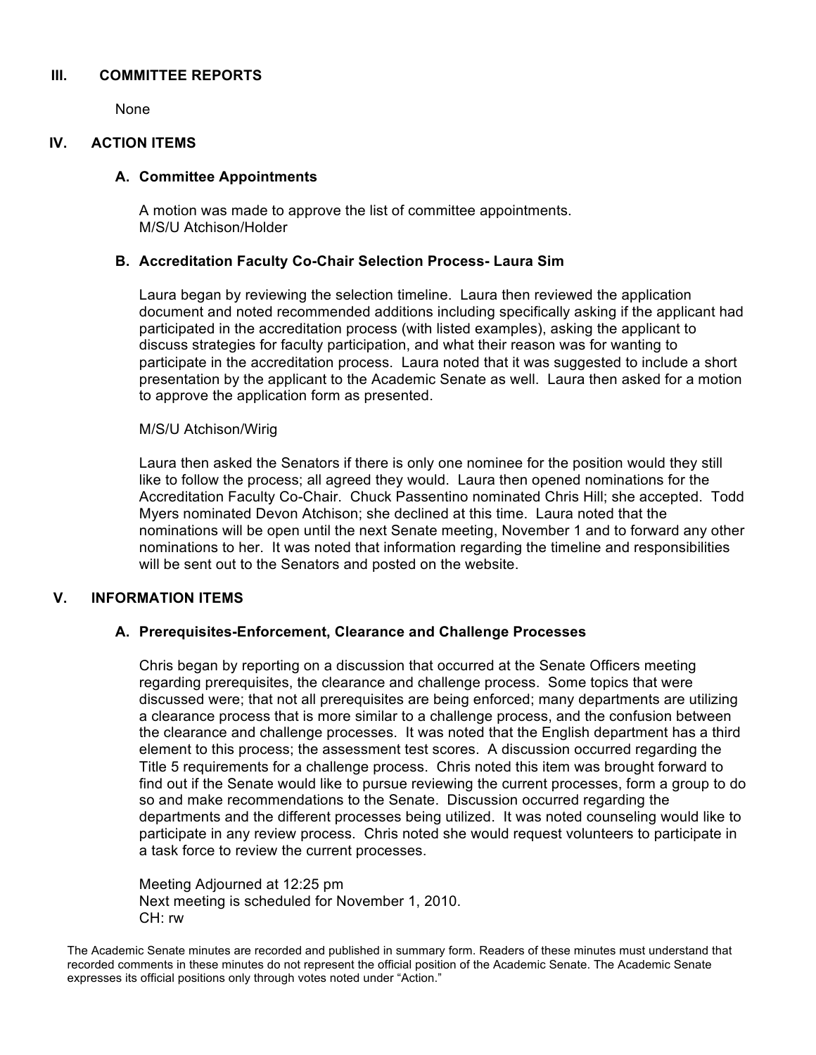## III. COMMITTEE REPORTS

None

## IV. ACTION ITEMS

### A. Committee Appointments

A motion was made to approve the list of committee appointments.
M/S/U Atchison/Holder

### B. Accreditation Faculty Co-Chair Selection Process- Laura Sim

Laura began by reviewing the selection timeline. Laura then reviewed the application document and noted recommended additions including specifically asking if the applicant had participated in the accreditation process (with listed examples), asking the applicant to discuss strategies for faculty participation, and what their reason was for wanting to participate in the accreditation process. Laura noted that it was suggested to include a short presentation by the applicant to the Academic Senate as well. Laura then asked for a motion to approve the application form as presented.

M/S/U Atchison/Wirig

Laura then asked the Senators if there is only one nominee for the position would they still like to follow the process; all agreed they would. Laura then opened nominations for the Accreditation Faculty Co-Chair. Chuck Passentino nominated Chris Hill; she accepted. Todd Myers nominated Devon Atchison; she declined at this time. Laura noted that the nominations will be open until the next Senate meeting, November 1 and to forward any other nominations to her. It was noted that information regarding the timeline and responsibilities will be sent out to the Senators and posted on the website.

## V. INFORMATION ITEMS

### A. Prerequisites-Enforcement, Clearance and Challenge Processes

Chris began by reporting on a discussion that occurred at the Senate Officers meeting regarding prerequisites, the clearance and challenge process. Some topics that were discussed were; that not all prerequisites are being enforced; many departments are utilizing a clearance process that is more similar to a challenge process, and the confusion between the clearance and challenge processes. It was noted that the English department has a third element to this process; the assessment test scores. A discussion occurred regarding the Title 5 requirements for a challenge process. Chris noted this item was brought forward to find out if the Senate would like to pursue reviewing the current processes, form a group to do so and make recommendations to the Senate. Discussion occurred regarding the departments and the different processes being utilized. It was noted counseling would like to participate in any review process. Chris noted she would request volunteers to participate in a task force to review the current processes.

Meeting Adjourned at 12:25 pm
Next meeting is scheduled for November 1, 2010.
CH: rw

The Academic Senate minutes are recorded and published in summary form. Readers of these minutes must understand that recorded comments in these minutes do not represent the official position of the Academic Senate. The Academic Senate expresses its official positions only through votes noted under "Action."